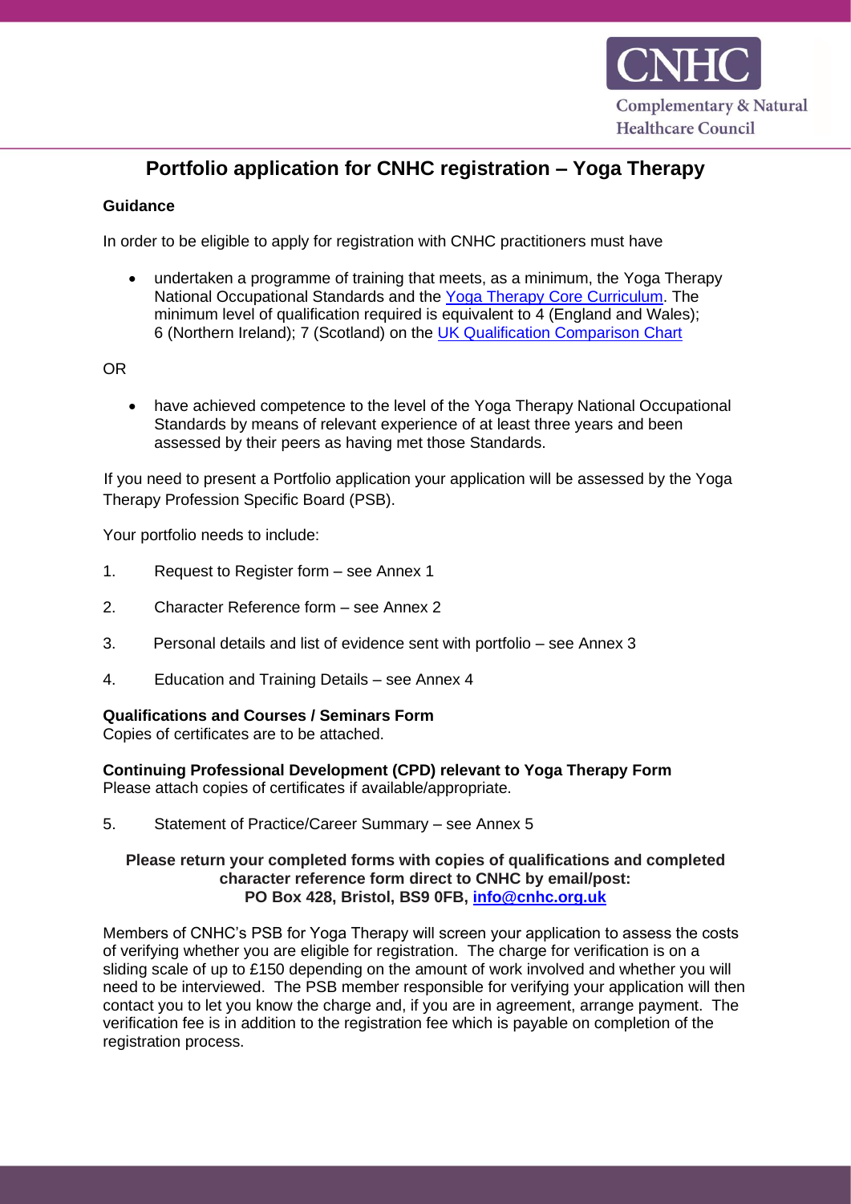CNHC
Complementary & Natural Healthcare Council

# Portfolio application for CNHC registration – Yoga Therapy

**Guidance**

In order to be eligible to apply for registration with CNHC practitioners must have

- undertaken a programme of training that meets, as a minimum, the Yoga Therapy National Occupational Standards and the Yoga Therapy Core Curriculum. The minimum level of qualification required is equivalent to 4 (England and Wales); 6 (Northern Ireland); 7 (Scotland) on the UK Qualification Comparison Chart

OR

- have achieved competence to the level of the Yoga Therapy National Occupational Standards by means of relevant experience of at least three years and been assessed by their peers as having met those Standards.

If you need to present a Portfolio application your application will be assessed by the Yoga Therapy Profession Specific Board (PSB).

Your portfolio needs to include:

1. Request to Register form – see Annex 1
2. Character Reference form – see Annex 2
3. Personal details and list of evidence sent with portfolio – see Annex 3
4. Education and Training Details – see Annex 4

**Qualifications and Courses / Seminars Form**
Copies of certificates are to be attached.

**Continuing Professional Development (CPD) relevant to Yoga Therapy Form**
Please attach copies of certificates if available/appropriate.

5. Statement of Practice/Career Summary – see Annex 5

**Please return your completed forms with copies of qualifications and completed character reference form direct to CNHC by email/post: PO Box 428, Bristol, BS9 0FB, info@cnhc.org.uk**

Members of CNHC's PSB for Yoga Therapy will screen your application to assess the costs of verifying whether you are eligible for registration. The charge for verification is on a sliding scale of up to £150 depending on the amount of work involved and whether you will need to be interviewed. The PSB member responsible for verifying your application will then contact you to let you know the charge and, if you are in agreement, arrange payment. The verification fee is in addition to the registration fee which is payable on completion of the registration process.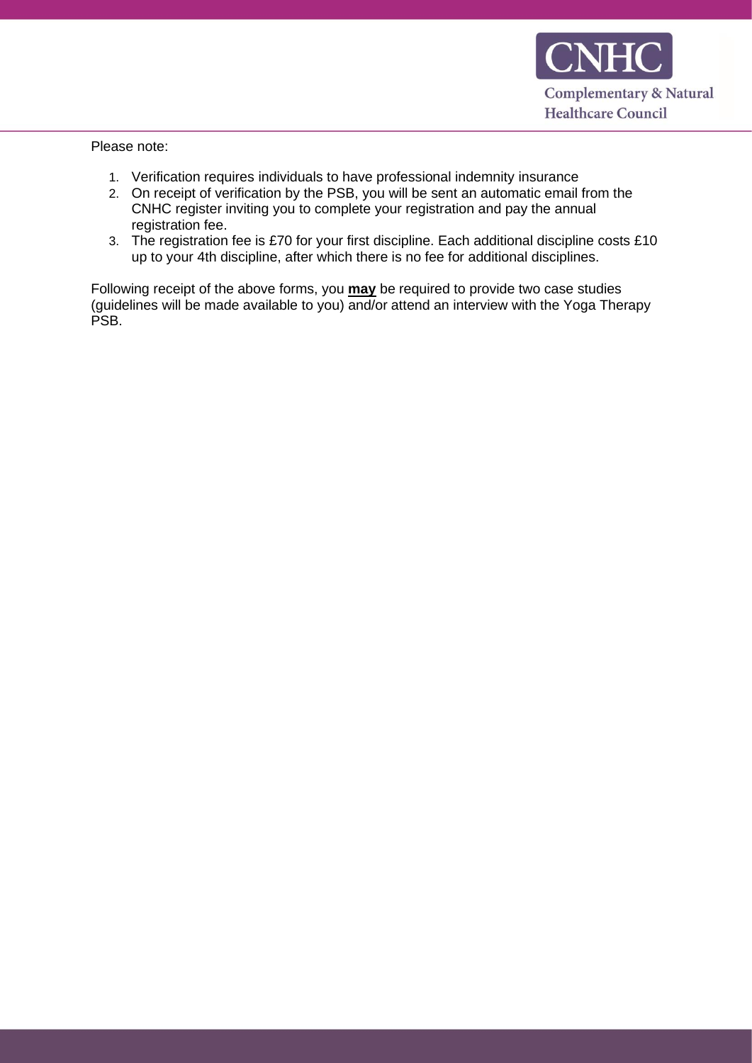Please note:

1. Verification requires individuals to have professional indemnity insurance
2. On receipt of verification by the PSB, you will be sent an automatic email from the CNHC register inviting you to complete your registration and pay the annual registration fee.
3. The registration fee is £70 for your first discipline. Each additional discipline costs £10 up to your 4th discipline, after which there is no fee for additional disciplines.

Following receipt of the above forms, you **may** be required to provide two case studies (guidelines will be made available to you) and/or attend an interview with the Yoga Therapy PSB.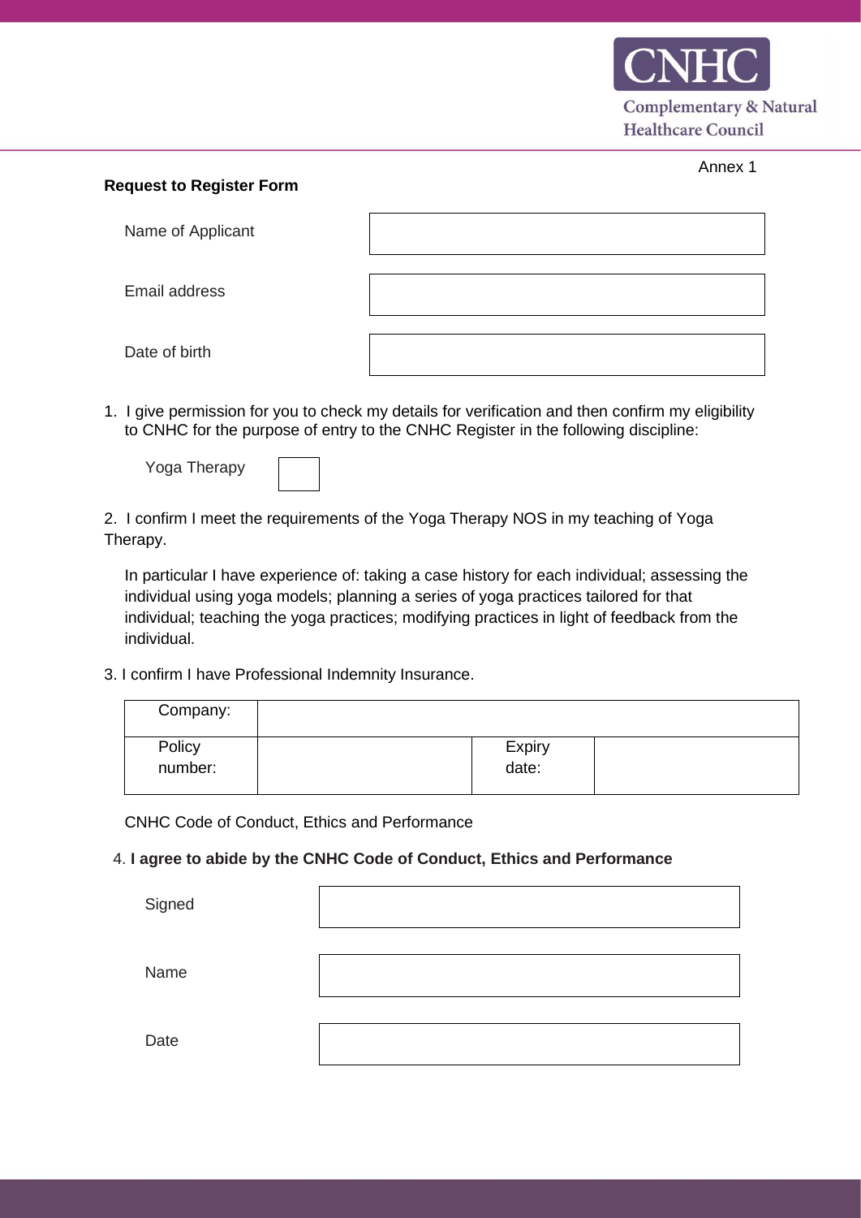Annex 1

**Request to Register Form**

| Name of Applicant | |
|---|---|
| Email address | |
| Date of birth | |

1. I give permission for you to check my details for verification and then confirm my eligibility to CNHC for the purpose of entry to the CNHC Register in the following discipline:

   Yoga Therapy ☐

2. I confirm I meet the requirements of the Yoga Therapy NOS in my teaching of Yoga Therapy.

   In particular I have experience of: taking a case history for each individual; assessing the individual using yoga models; planning a series of yoga practices tailored for that individual; teaching the yoga practices; modifying practices in light of feedback from the individual.

3. I confirm I have Professional Indemnity Insurance.

| Company: | | | |
|---|---|---|---|
| Policy number: | | Expiry date: | |

CNHC Code of Conduct, Ethics and Performance

4. **I agree to abide by the CNHC Code of Conduct, Ethics and Performance**

| Signed | |
|---|---|
| Name | |
| Date | |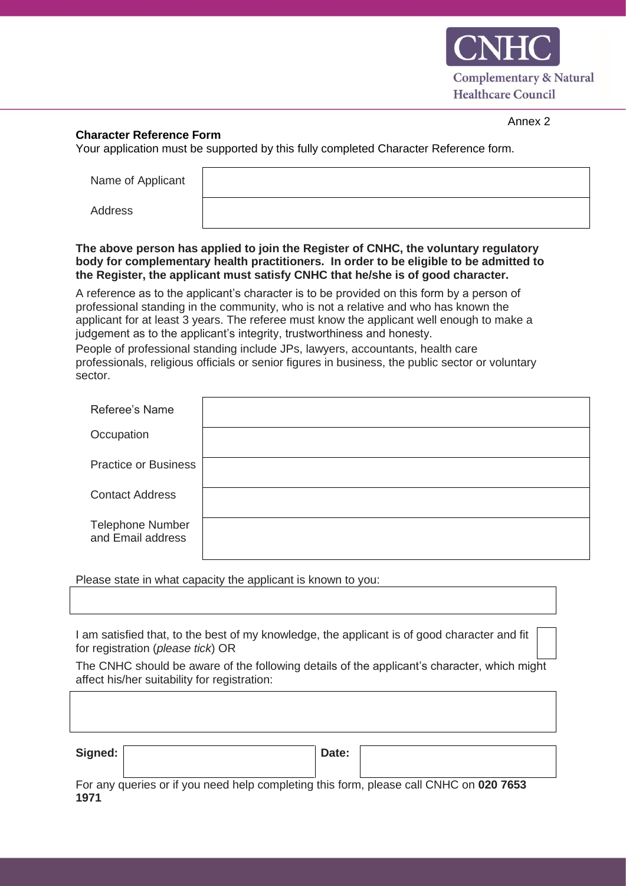Annex 2

**Character Reference Form**

Your application must be supported by this fully completed Character Reference form.

| Name of Applicant | |
| --- | --- |
| Address | |

**The above person has applied to join the Register of CNHC, the voluntary regulatory body for complementary health practitioners. In order to be eligible to be admitted to the Register, the applicant must satisfy CNHC that he/she is of good character.**

A reference as to the applicant's character is to be provided on this form by a person of professional standing in the community, who is not a relative and who has known the applicant for at least 3 years. The referee must know the applicant well enough to make a judgement as to the applicant's integrity, trustworthiness and honesty.

People of professional standing include JPs, lawyers, accountants, health care professionals, religious officials or senior figures in business, the public sector or voluntary sector.

| Referee's Name | |
| --- | --- |
| Occupation | |
| Practice or Business | |
| Contact Address | |
| Telephone Number and Email address | |

Please state in what capacity the applicant is known to you:

I am satisfied that, to the best of my knowledge, the applicant is of good character and fit for registration (*please tick*) OR

The CNHC should be aware of the following details of the applicant's character, which might affect his/her suitability for registration:

**Signed:** **Date:**

For any queries or if you need help completing this form, please call CNHC on **020 7653 1971**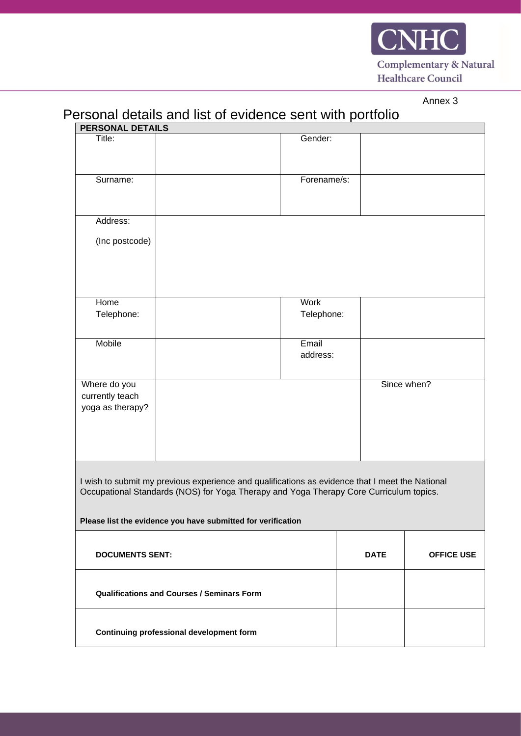Annex 3

# Personal details and list of evidence sent with portfolio

| PERSONAL DETAILS | | | |
|---|---|---|---|
| Title: | | Gender: | |
| Surname: | | Forename/s: | |
| Address: (Inc postcode) | | | |
| Home Telephone: | | Work Telephone: | |
| Mobile | | Email address: | |
| Where do you currently teach yoga as therapy? | | Since when? | |

I wish to submit my previous experience and qualifications as evidence that I meet the National Occupational Standards (NOS) for Yoga Therapy and Yoga Therapy Core Curriculum topics.

**Please list the evidence you have submitted for verification**

| **DOCUMENTS SENT:** | **DATE** | **OFFICE USE** |
|---|---|---|
| **Qualifications and Courses / Seminars Form** | | |
| **Continuing professional development form** | | |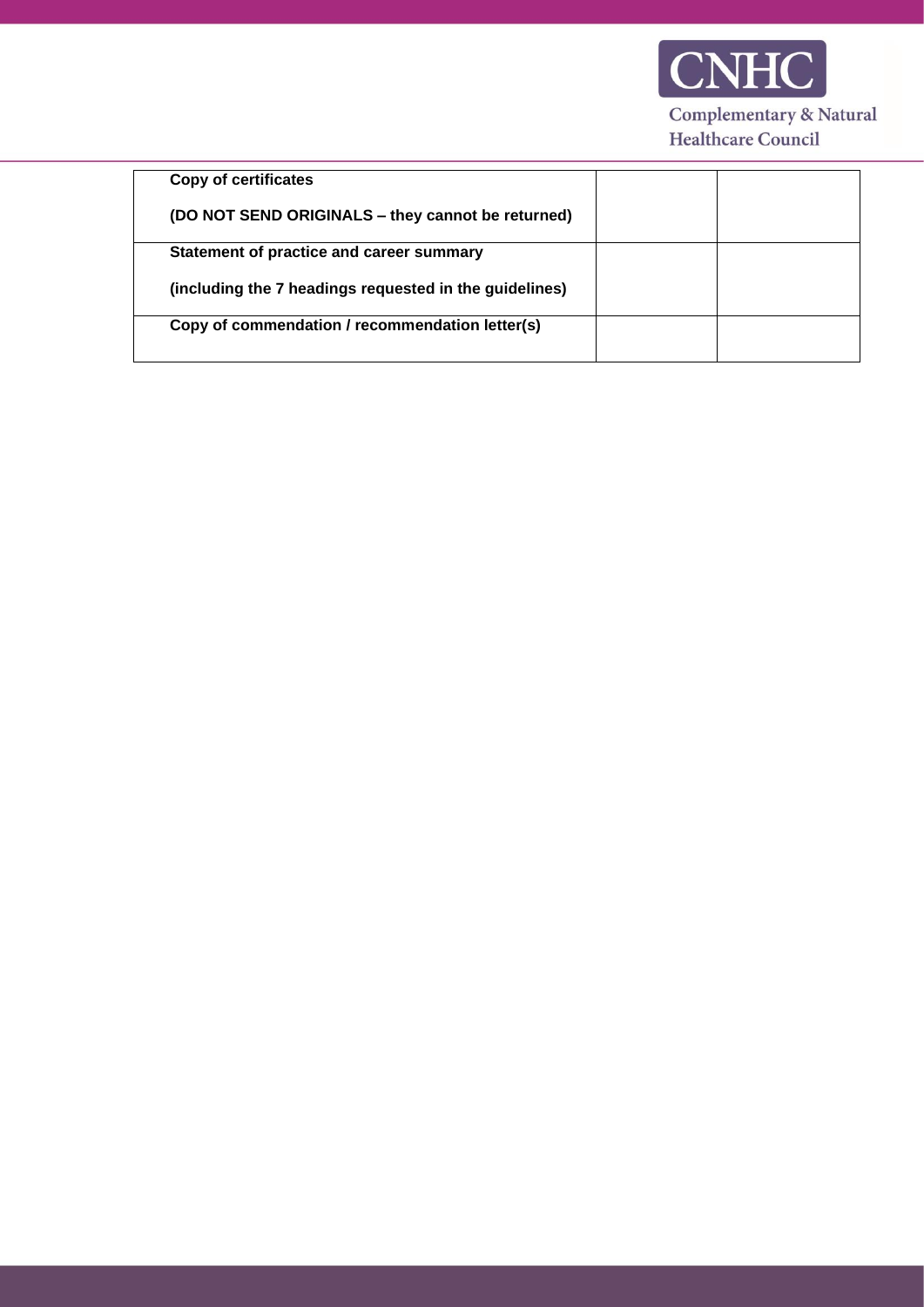| | | |
|---|---|---|
| **Copy of certificates**<br><br>**(DO NOT SEND ORIGINALS – they cannot be returned)** | | |
| **Statement of practice and career summary**<br><br>**(including the 7 headings requested in the guidelines)** | | |
| **Copy of commendation / recommendation letter(s)** | | |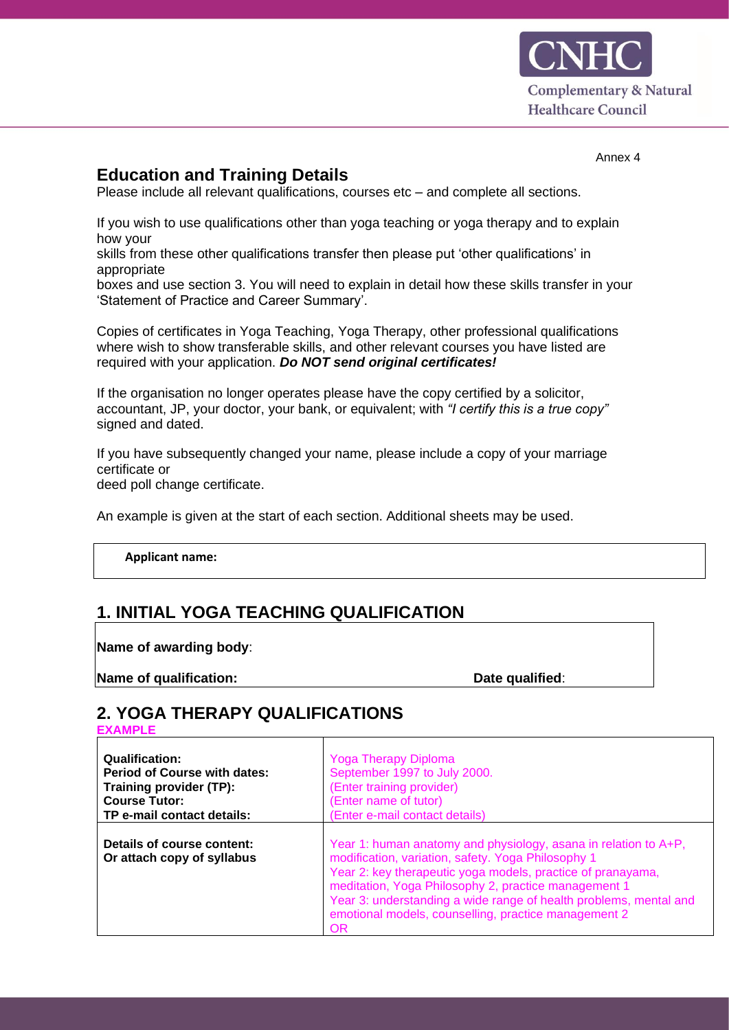Annex 4

## Education and Training Details

Please include all relevant qualifications, courses etc – and complete all sections.

If you wish to use qualifications other than yoga teaching or yoga therapy and to explain how your skills from these other qualifications transfer then please put 'other qualifications' in appropriate boxes and use section 3. You will need to explain in detail how these skills transfer in your 'Statement of Practice and Career Summary'.

Copies of certificates in Yoga Teaching, Yoga Therapy, other professional qualifications where wish to show transferable skills, and other relevant courses you have listed are required with your application. ***Do NOT send original certificates!***

If the organisation no longer operates please have the copy certified by a solicitor, accountant, JP, your doctor, your bank, or equivalent; with *"I certify this is a true copy"* signed and dated.

If you have subsequently changed your name, please include a copy of your marriage certificate or deed poll change certificate.

An example is given at the start of each section. Additional sheets may be used.

**Applicant name:**

## 1. INITIAL YOGA TEACHING QUALIFICATION

**Name of awarding body**:

**Name of qualification:** **Date qualified**:

## 2. YOGA THERAPY QUALIFICATIONS

**EXAMPLE**

| | |
|---|---|
| **Qualification:**<br>**Period of Course with dates:**<br>**Training provider (TP):**<br>**Course Tutor:**<br>**TP e-mail contact details:** | Yoga Therapy Diploma<br>September 1997 to July 2000.<br>(Enter training provider)<br>(Enter name of tutor)<br>(Enter e-mail contact details) |
| **Details of course content:**<br>**Or attach copy of syllabus** | Year 1: human anatomy and physiology, asana in relation to A+P, modification, variation, safety. Yoga Philosophy 1<br>Year 2: key therapeutic yoga models, practice of pranayama, meditation, Yoga Philosophy 2, practice management 1<br>Year 3: understanding a wide range of health problems, mental and emotional models, counselling, practice management 2<br>OR |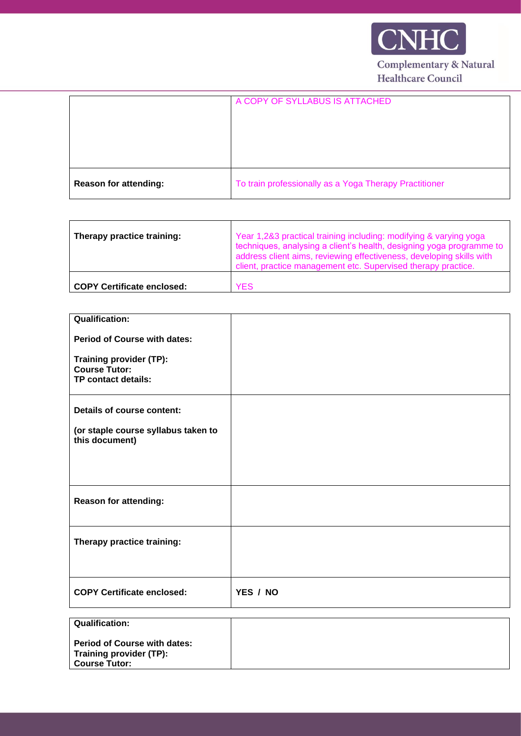| | |
|---|---|
| | A COPY OF SYLLABUS IS ATTACHED |
| **Reason for attending:** | To train professionally as a Yoga Therapy Practitioner |

| | |
|---|---|
| **Therapy practice training:** | Year 1,2&3 practical training including: modifying & varying yoga techniques, analysing a client's health, designing yoga programme to address client aims, reviewing effectiveness, developing skills with client, practice management etc. Supervised therapy practice. |
| **COPY Certificate enclosed:** | YES |

| | |
|---|---|
| **Qualification:**<br><br>**Period of Course with dates:**<br><br>**Training provider (TP):**<br>**Course Tutor:**<br>**TP contact details:** | |
| **Details of course content:**<br><br>**(or staple course syllabus taken to this document)** | |
| **Reason for attending:** | |
| **Therapy practice training:** | |
| **COPY Certificate enclosed:** | **YES / NO** |

| | |
|---|---|
| **Qualification:**<br><br>**Period of Course with dates:**<br>**Training provider (TP):**<br>**Course Tutor:** | |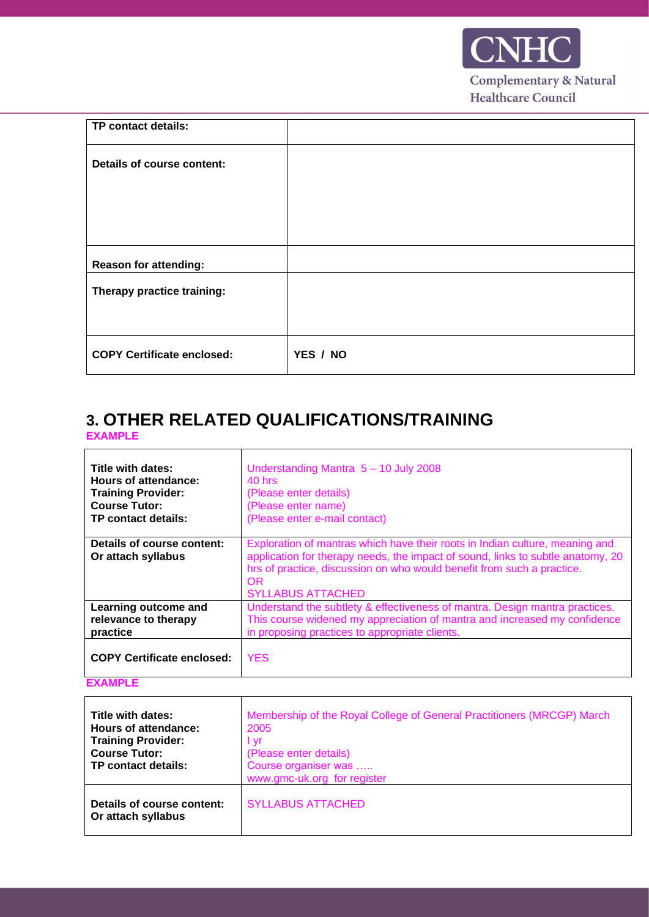| TP contact details: | |
|---|---|
| Details of course content: | |
| Reason for attending: | |
| Therapy practice training: | |
| COPY Certificate enclosed: | YES / NO |

# 3. OTHER RELATED QUALIFICATIONS/TRAINING

**EXAMPLE**

| | |
|---|---|
| **Title with dates:**<br>**Hours of attendance:**<br>**Training Provider:**<br>**Course Tutor:**<br>**TP contact details:** | Understanding Mantra 5 – 10 July 2008<br>40 hrs<br>(Please enter details)<br>(Please enter name)<br>(Please enter e-mail contact) |
| **Details of course content: Or attach syllabus** | Exploration of mantras which have their roots in Indian culture, meaning and application for therapy needs, the impact of sound, links to subtle anatomy, 20 hrs of practice, discussion on who would benefit from such a practice.<br>OR<br>SYLLABUS ATTACHED |
| **Learning outcome and relevance to therapy practice** | Understand the subtlety & effectiveness of mantra. Design mantra practices. This course widened my appreciation of mantra and increased my confidence in proposing practices to appropriate clients. |
| **COPY Certificate enclosed:** | YES |

**EXAMPLE**

| | |
|---|---|
| **Title with dates:**<br>**Hours of attendance:**<br>**Training Provider:**<br>**Course Tutor:**<br>**TP contact details:** | Membership of the Royal College of General Practitioners (MRCGP) March 2005<br>I yr<br>(Please enter details)<br>Course organiser was …..<br>www.gmc-uk.org for register |
| **Details of course content: Or attach syllabus** | SYLLABUS ATTACHED |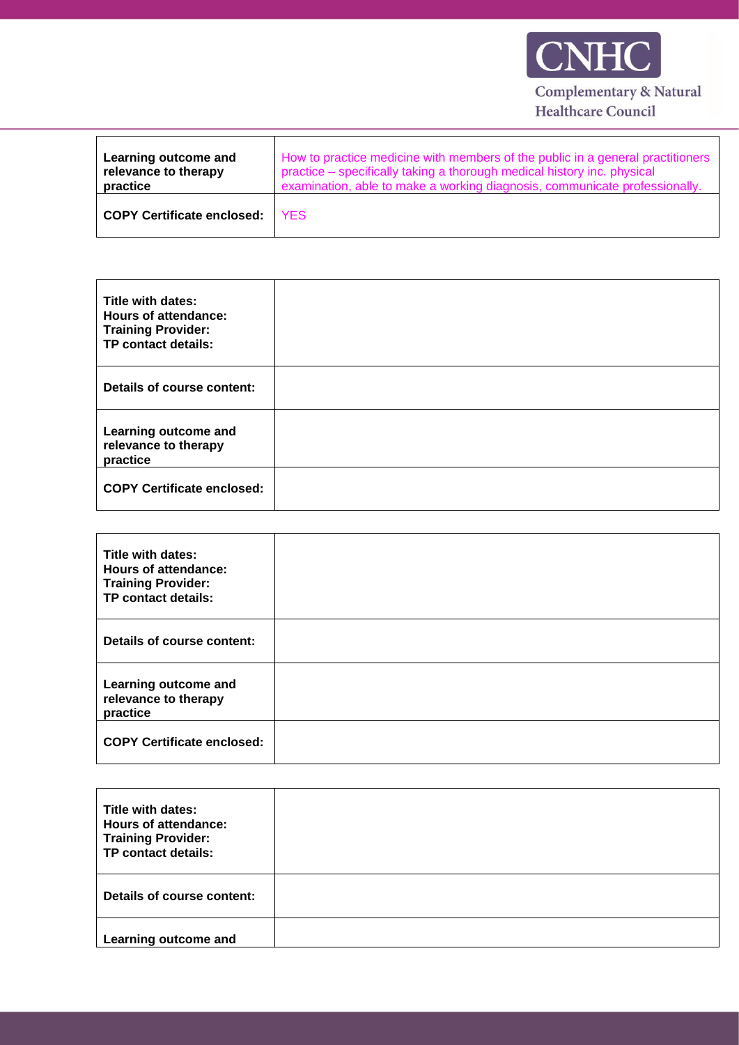| Learning outcome and relevance to therapy practice | How to practice medicine with members of the public in a general practitioners practice – specifically taking a thorough medical history inc. physical examination, able to make a working diagnosis, communicate professionally. |
|---|---|
| COPY Certificate enclosed: | YES |

| Title with dates: Hours of attendance: Training Provider: TP contact details: | |
|---|---|
| Details of course content: | |
| Learning outcome and relevance to therapy practice | |
| COPY Certificate enclosed: | |

| Title with dates: Hours of attendance: Training Provider: TP contact details: | |
|---|---|
| Details of course content: | |
| Learning outcome and relevance to therapy practice | |
| COPY Certificate enclosed: | |

| Title with dates: Hours of attendance: Training Provider: TP contact details: | |
|---|---|
| Details of course content: | |
| Learning outcome and | |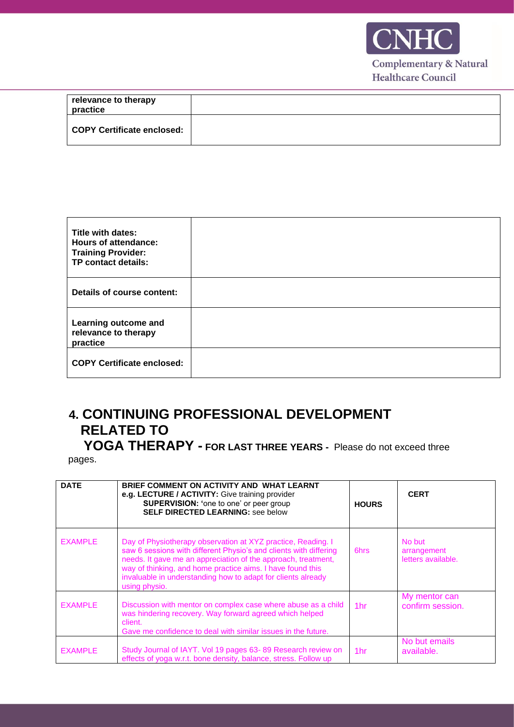| relevance to therapy practice | |
|---|---|
| COPY Certificate enclosed: | |

| Title with dates:<br>Hours of attendance:<br>Training Provider:<br>TP contact details: | |
|---|---|
| Details of course content: | |
| Learning outcome and relevance to therapy practice | |
| COPY Certificate enclosed: | |

## 4. CONTINUING PROFESSIONAL DEVELOPMENT RELATED TO YOGA THERAPY - FOR LAST THREE YEARS - Please do not exceed three pages.

| DATE | BRIEF COMMENT ON ACTIVITY AND WHAT LEARNT<br>e.g. LECTURE / ACTIVITY: Give training provider<br>SUPERVISION: 'one to one' or peer group<br>SELF DIRECTED LEARNING: see below | HOURS | CERT |
|---|---|---|---|
| EXAMPLE | Day of Physiotherapy observation at XYZ practice, Reading. I saw 6 sessions with different Physio's and clients with differing needs. It gave me an appreciation of the approach, treatment, way of thinking, and home practice aims. I have found this invaluable in understanding how to adapt for clients already using physio. | 6hrs | No but arrangement letters available. |
| EXAMPLE | Discussion with mentor on complex case where abuse as a child was hindering recovery. Way forward agreed which helped client.<br>Gave me confidence to deal with similar issues in the future. | 1hr | My mentor can confirm session. |
| EXAMPLE | Study Journal of IAYT. Vol 19 pages 63- 89 Research review on effects of yoga w.r.t. bone density, balance, stress. Follow up | 1hr | No but emails available. |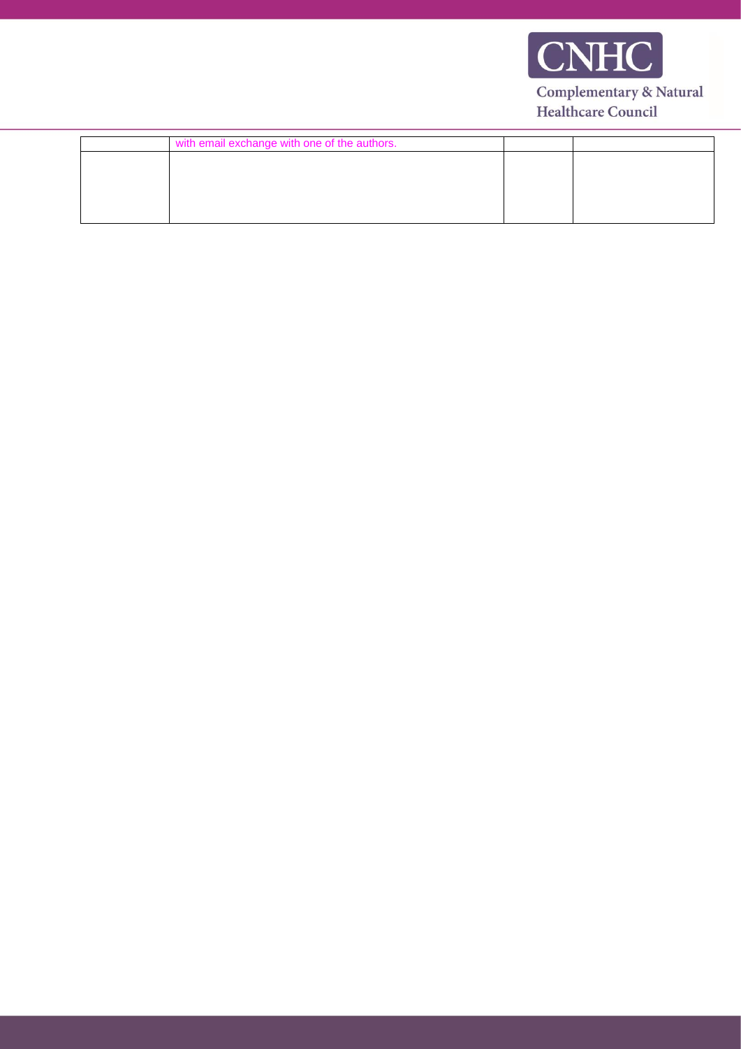| | | | |
|---|---|---|---|
| | with email exchange with one of the authors. | | |
| | | | |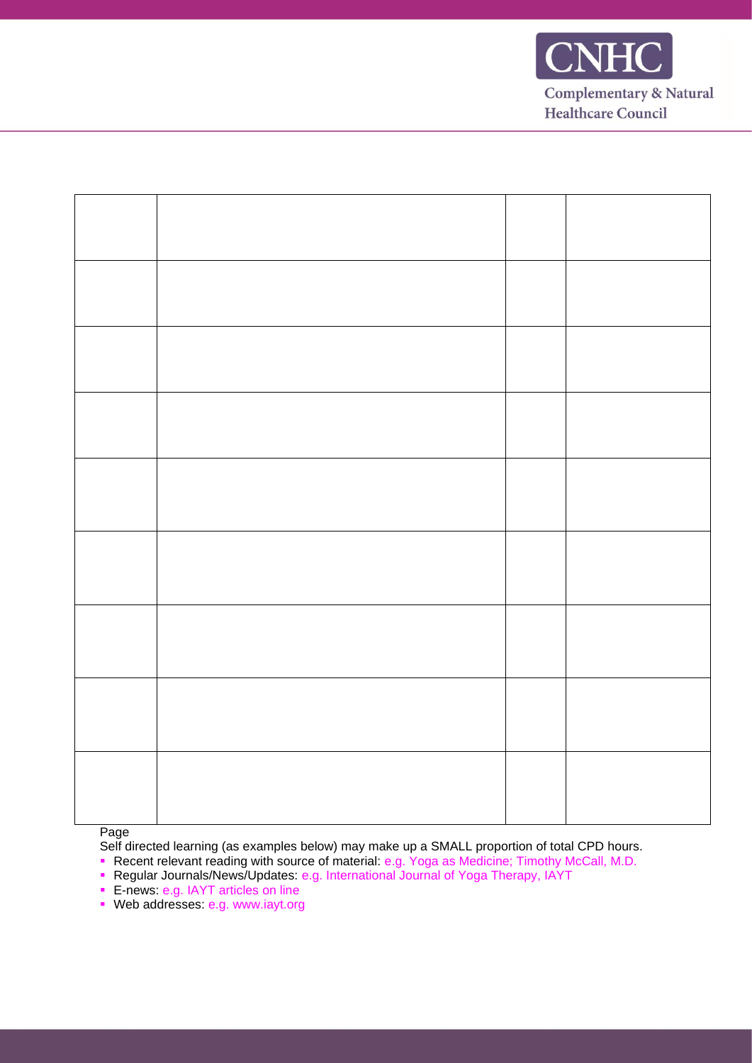| | | | |
|---|---|---|---|
| | | | |
| | | | |
| | | | |
| | | | |
| | | | |
| | | | |
| | | | |
| | | | |
| | | | |

Page

Self directed learning (as examples below) may make up a SMALL proportion of total CPD hours.

- Recent relevant reading with source of material: e.g. Yoga as Medicine; Timothy McCall, M.D.
- Regular Journals/News/Updates: e.g. International Journal of Yoga Therapy, IAYT
- E-news: e.g. IAYT articles on line
- Web addresses: e.g. www.iayt.org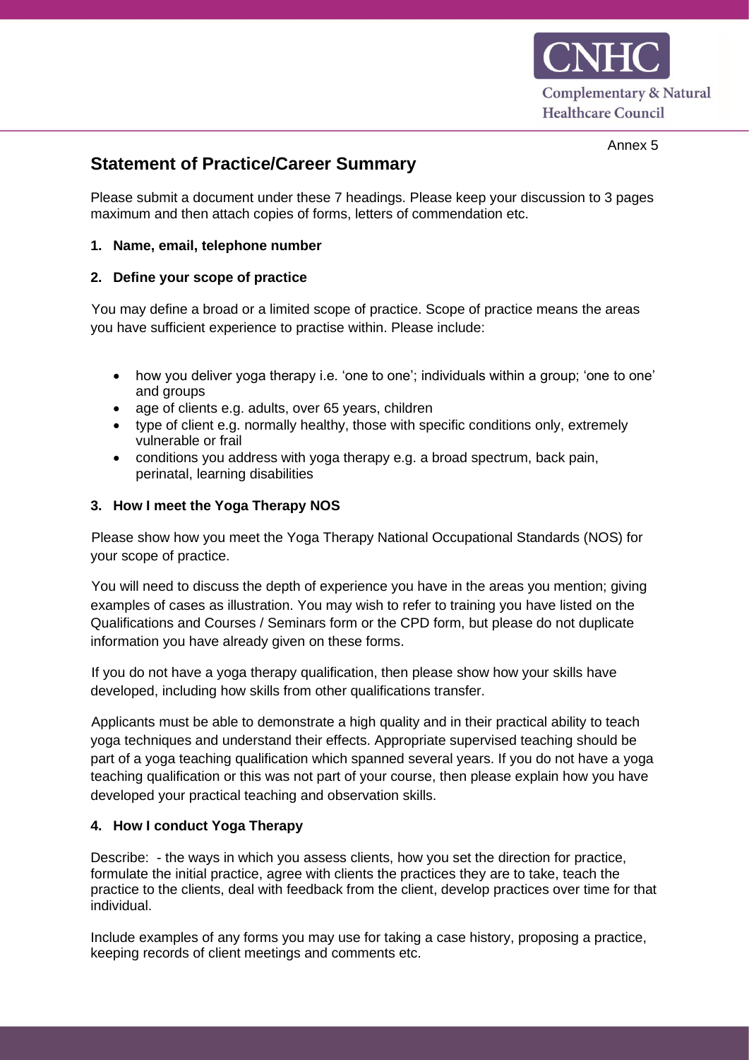Annex 5

## Statement of Practice/Career Summary

Please submit a document under these 7 headings. Please keep your discussion to 3 pages maximum and then attach copies of forms, letters of commendation etc.

**1. Name, email, telephone number**

**2. Define your scope of practice**

You may define a broad or a limited scope of practice. Scope of practice means the areas you have sufficient experience to practise within. Please include:

- how you deliver yoga therapy i.e. 'one to one'; individuals within a group; 'one to one' and groups
- age of clients e.g. adults, over 65 years, children
- type of client e.g. normally healthy, those with specific conditions only, extremely vulnerable or frail
- conditions you address with yoga therapy e.g. a broad spectrum, back pain, perinatal, learning disabilities

**3. How I meet the Yoga Therapy NOS**

Please show how you meet the Yoga Therapy National Occupational Standards (NOS) for your scope of practice.

You will need to discuss the depth of experience you have in the areas you mention; giving examples of cases as illustration. You may wish to refer to training you have listed on the Qualifications and Courses / Seminars form or the CPD form, but please do not duplicate information you have already given on these forms.

If you do not have a yoga therapy qualification, then please show how your skills have developed, including how skills from other qualifications transfer.

Applicants must be able to demonstrate a high quality and in their practical ability to teach yoga techniques and understand their effects. Appropriate supervised teaching should be part of a yoga teaching qualification which spanned several years. If you do not have a yoga teaching qualification or this was not part of your course, then please explain how you have developed your practical teaching and observation skills.

**4. How I conduct Yoga Therapy**

Describe: - the ways in which you assess clients, how you set the direction for practice, formulate the initial practice, agree with clients the practices they are to take, teach the practice to the clients, deal with feedback from the client, develop practices over time for that individual.

Include examples of any forms you may use for taking a case history, proposing a practice, keeping records of client meetings and comments etc.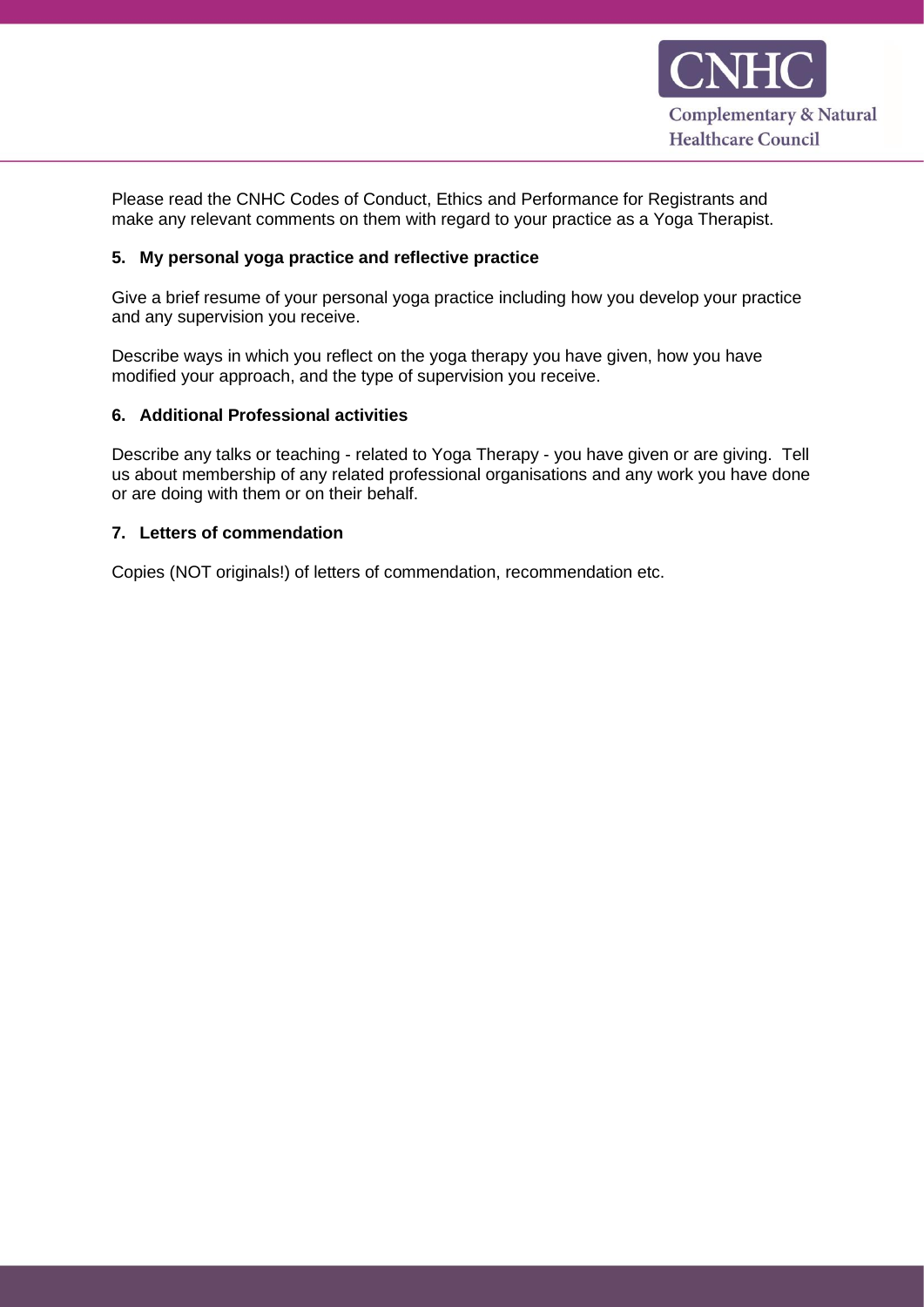Please read the CNHC Codes of Conduct, Ethics and Performance for Registrants and make any relevant comments on them with regard to your practice as a Yoga Therapist.

### 5. My personal yoga practice and reflective practice

Give a brief resume of your personal yoga practice including how you develop your practice and any supervision you receive.

Describe ways in which you reflect on the yoga therapy you have given, how you have modified your approach, and the type of supervision you receive.

### 6. Additional Professional activities

Describe any talks or teaching - related to Yoga Therapy - you have given or are giving. Tell us about membership of any related professional organisations and any work you have done or are doing with them or on their behalf.

### 7. Letters of commendation

Copies (NOT originals!) of letters of commendation, recommendation etc.